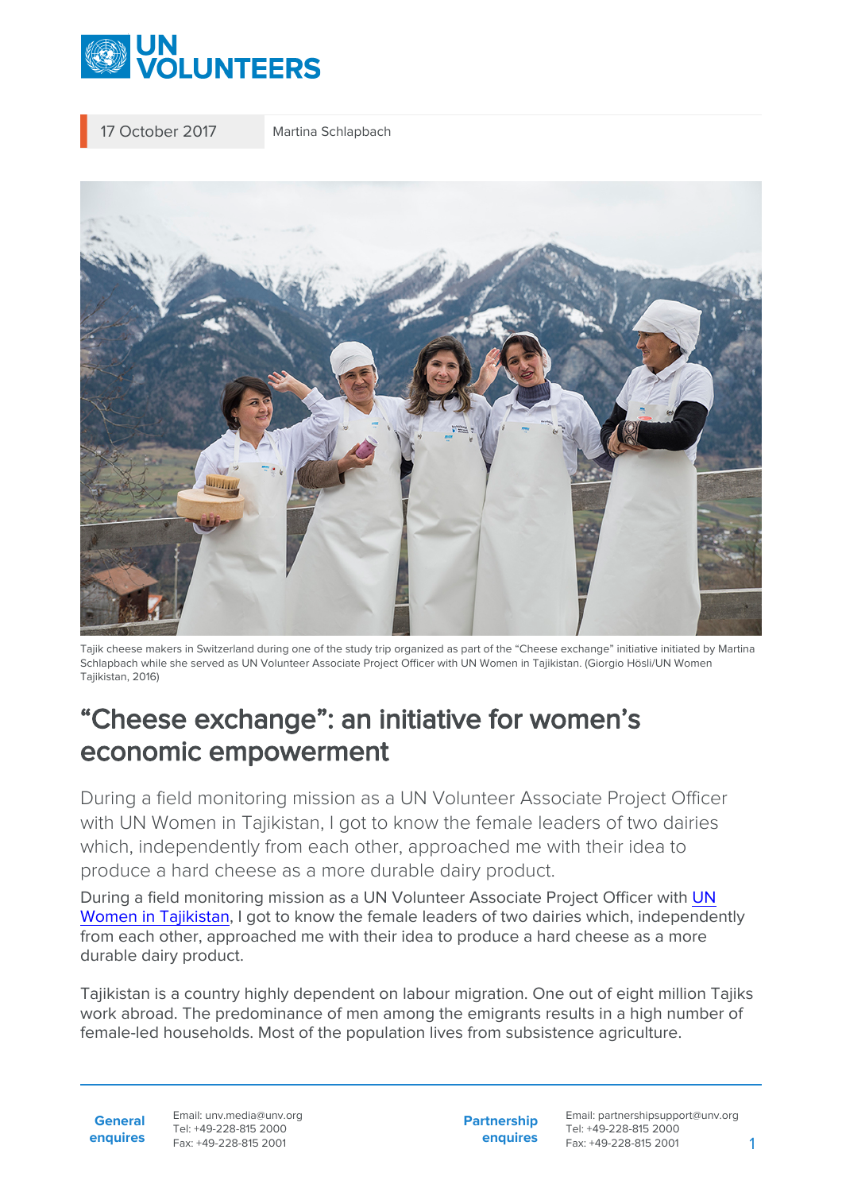17 October 2017 Martina Schlapbach

Tajik cheese makers in Switzerland during one of the study trip organized as part of the "Cheese exchange" initiative initiated by Martina Schlapbach while she served as UN Volunteer Associate Project Officer with UN Women in Tajikistan. (Giorgio Hösli/UN Women Tajikistan, 2016)

# "Cheese exchange": an initiative for women's economic empowerment

During a field monitoring mission as a UN Volunteer Associate Project Officer with UN Women in Tajikistan, I got to know the female leaders of two dairies which, independently from each other, approached me with their idea to produce a hard cheese as a more durable dairy product.

During a field monitoring mission as a UN Volunteer Associate Project Officer with UN Women in Tajikistan, I got to know the female leaders of two dairies which, independently from each other, approached me with their idea to produce a hard cheese as a more durable dairy product.

Tajikistan is a country highly dependent on labour migration. One out of eight million Tajiks work abroad. The predominance of men among the emigrants results in a high number of female-led households. Most of the population lives from subsistence agriculture.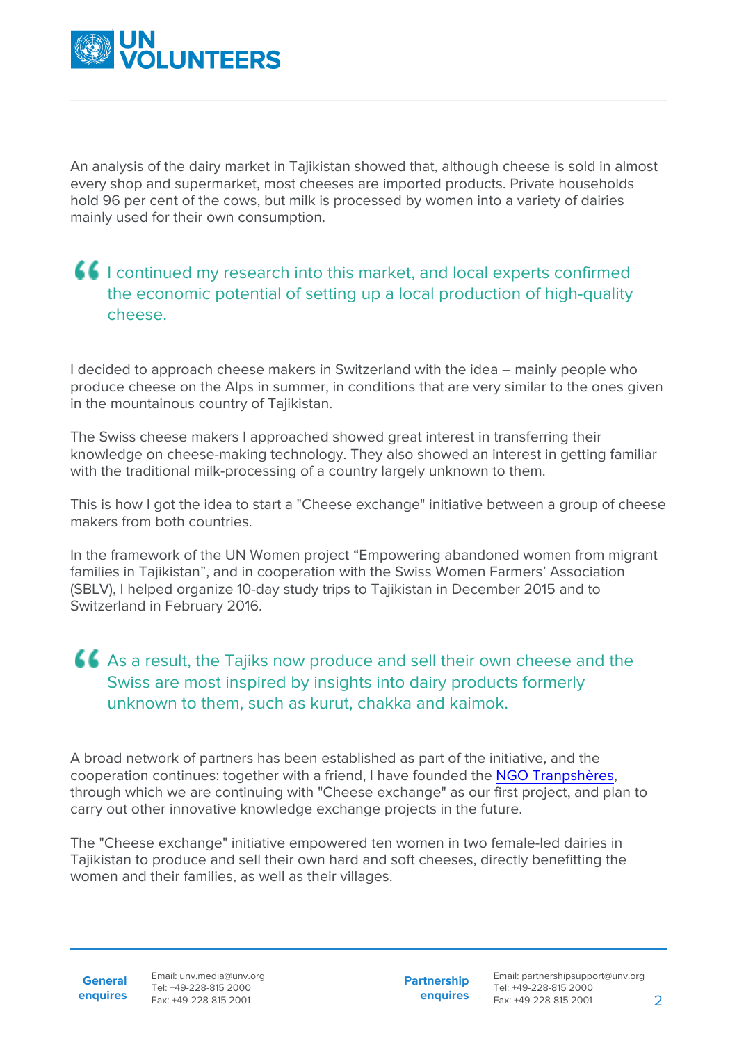An analysis of the dairy market in Tajikistan showed that, although cheese is sold in almost every shop and supermarket, most cheeses are imported products. Private households hold 96 per cent of the cows, but milk is processed by women into a variety of dairies mainly used for their own consumption.

> I continued my research into this market, and local experts confirmed the economic potential of setting up a local production of high-quality cheese.

I decided to approach cheese makers in Switzerland with the idea – mainly people who produce cheese on the Alps in summer, in conditions that are very similar to the ones given in the mountainous country of Tajikistan.

The Swiss cheese makers I approached showed great interest in transferring their knowledge on cheese-making technology. They also showed an interest in getting familiar with the traditional milk-processing of a country largely unknown to them.

This is how I got the idea to start a "Cheese exchange" initiative between a group of cheese makers from both countries.

In the framework of the UN Women project "Empowering abandoned women from migrant families in Tajikistan", and in cooperation with the Swiss Women Farmers' Association (SBLV), I helped organize 10-day study trips to Tajikistan in December 2015 and to Switzerland in February 2016.

> As a result, the Tajiks now produce and sell their own cheese and the Swiss are most inspired by insights into dairy products formerly unknown to them, such as kurut, chakka and kaimok.

A broad network of partners has been established as part of the initiative, and the cooperation continues: together with a friend, I have founded the NGO Tranpshères, through which we are continuing with "Cheese exchange" as our first project, and plan to carry out other innovative knowledge exchange projects in the future.

The "Cheese exchange" initiative empowered ten women in two female-led dairies in Tajikistan to produce and sell their own hard and soft cheeses, directly benefitting the women and their families, as well as their villages.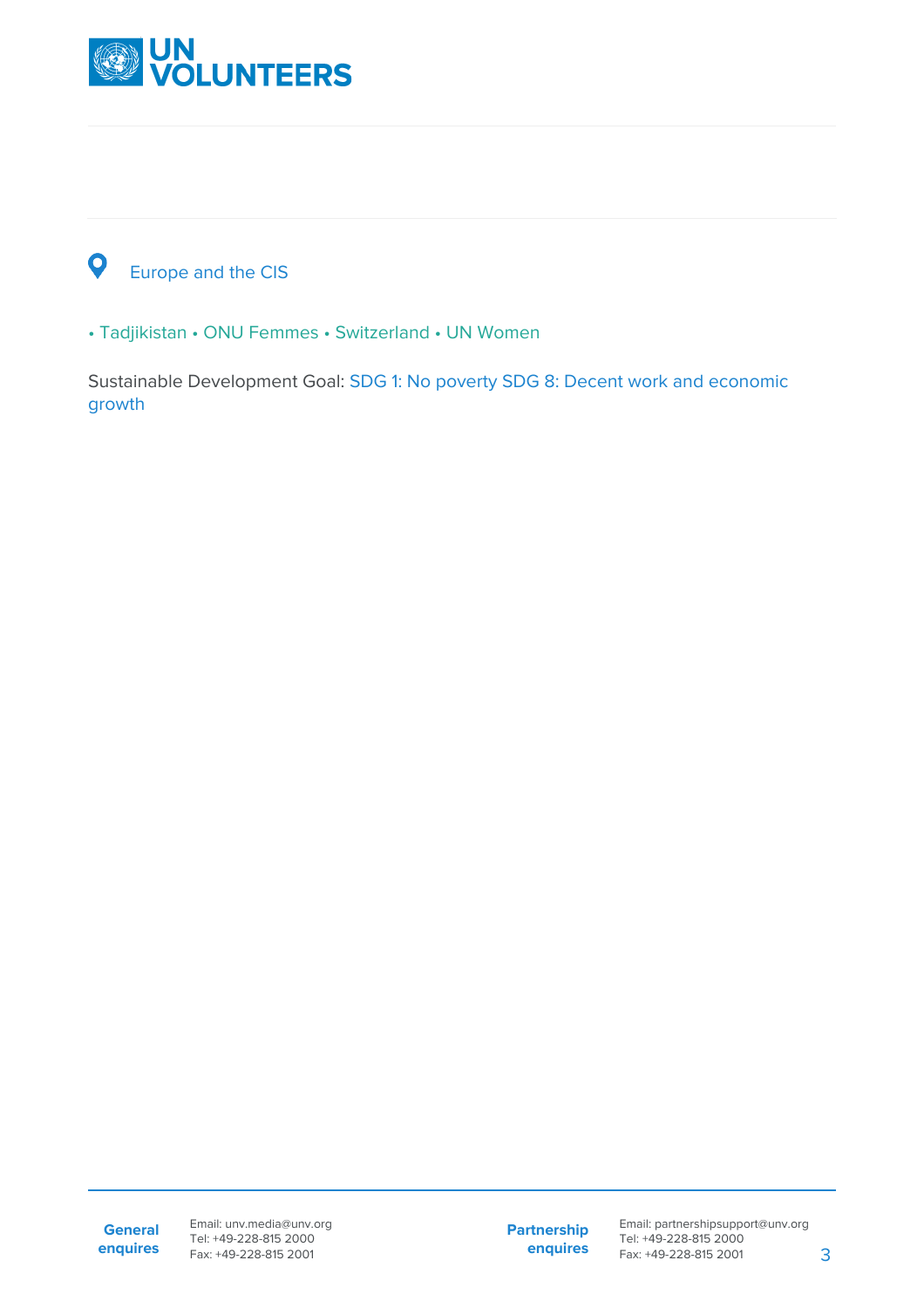Europe and the CIS

• Tadjikistan • ONU Femmes • Switzerland • UN Women

Sustainable Development Goal: SDG 1: No poverty SDG 8: Decent work and economic growth